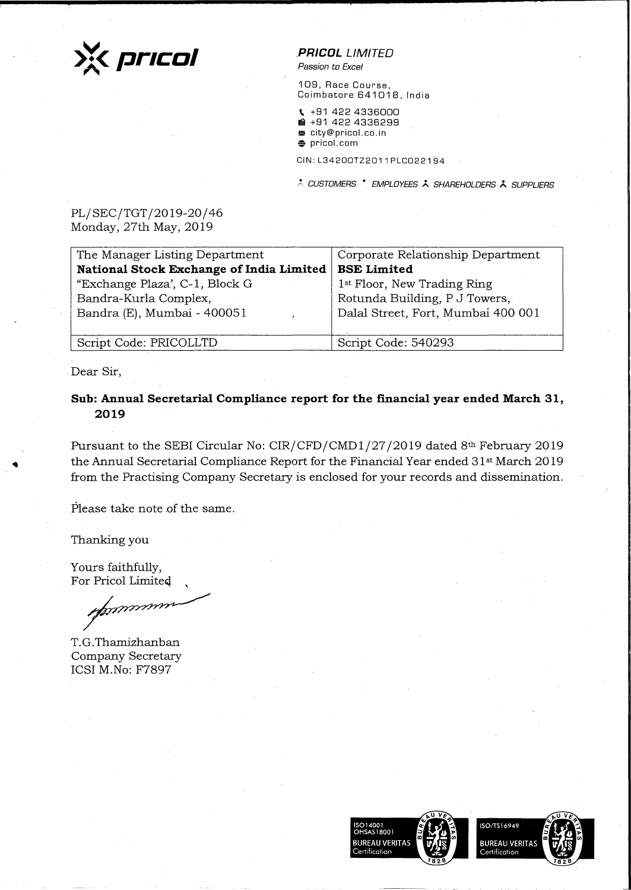**pricol**

**PRICOL** *LIMITED*
*Passion to Excel*

109, Race Course,
Coimbatore 641018, India

+91 422 4336000
+91 422 4336299
city@pricol.co.in
pricol.com

CIN: L34200TZ2011PLC022194

*CUSTOMERS • EMPLOYEES • SHAREHOLDERS • SUPPLIERS*

PL/SEC/TGT/2019-20/46
Monday, 27th May, 2019

| The Manager Listing Department<br>**National Stock Exchange of India Limited**<br>"Exchange Plaza', C-1, Block G<br>Bandra-Kurla Complex,<br>Bandra (E), Mumbai - 400051 | Corporate Relationship Department<br>**BSE Limited**<br>1st Floor, New Trading Ring<br>Rotunda Building, P J Towers,<br>Dalal Street, Fort, Mumbai 400 001 |
|---|---|
| Script Code: PRICOLLTD | Script Code: 540293 |

Dear Sir,

**Sub: Annual Secretarial Compliance report for the financial year ended March 31, 2019**

Pursuant to the SEBI Circular No: CIR/CFD/CMD1/27/2019 dated 8th February 2019 the Annual Secretarial Compliance Report for the Financial Year ended 31st March 2019 from the Practising Company Secretary is enclosed for your records and dissemination.

Please take note of the same.

Thanking you

Yours faithfully,
For Pricol Limited

T.G.Thamizhanban
Company Secretary
ICSI M.No: F7897

ISO14001
OHSAS18001
BUREAU VERITAS Certification

ISO/TS16949
BUREAU VERITAS Certification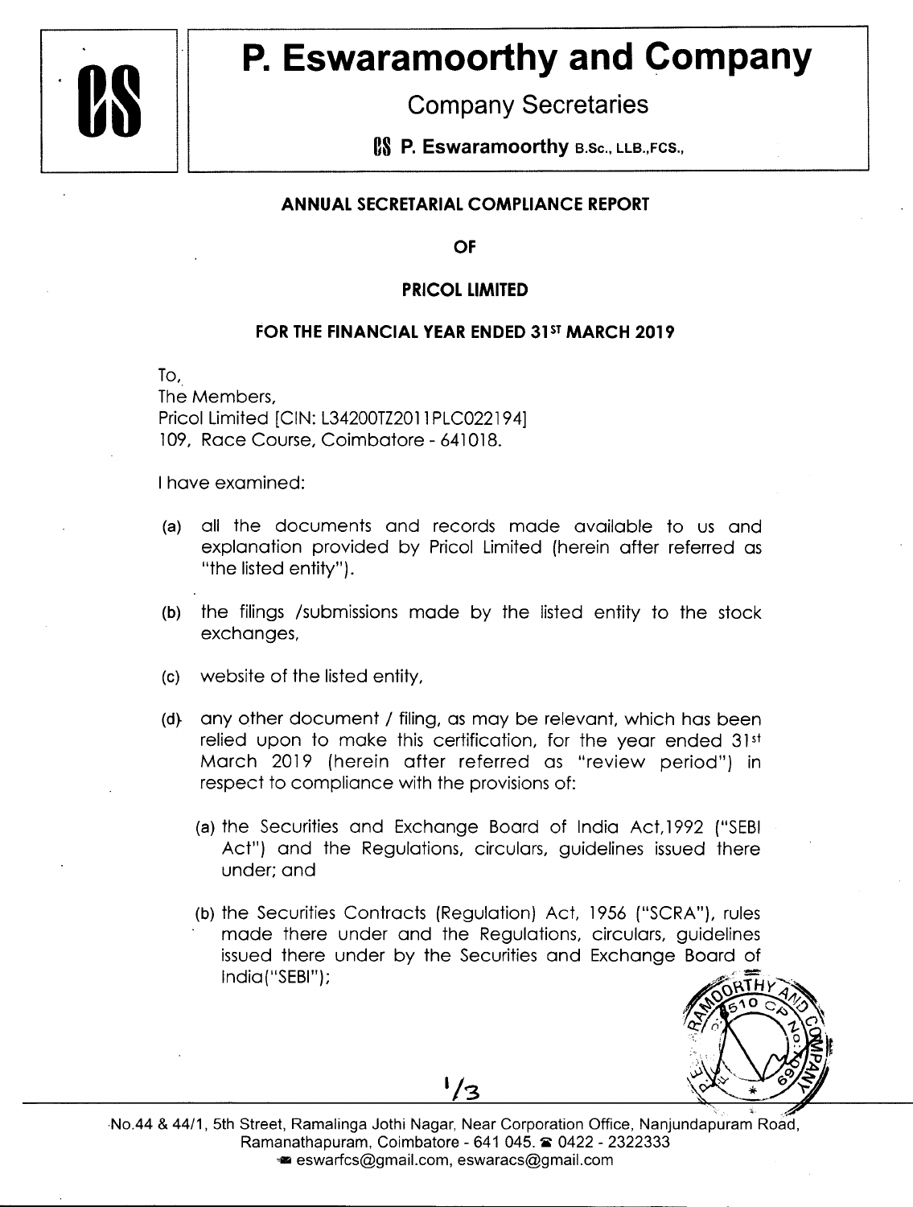# P. Eswaramoorthy and Company

Company Secretaries

**CS P. Eswaramoorthy** B.Sc., LLB., FCS.,

**ANNUAL SECRETARIAL COMPLIANCE REPORT**

**OF**

**PRICOL LIMITED**

**FOR THE FINANCIAL YEAR ENDED 31ST MARCH 2019**

To,
The Members,
Pricol Limited [CIN: L34200TZ2011PLC022194]
109, Race Course, Coimbatore - 641018.

I have examined:

(a) all the documents and records made available to us and explanation provided by Pricol Limited (herein after referred as "the listed entity").

(b) the filings /submissions made by the listed entity to the stock exchanges,

(c) website of the listed entity,

(d) any other document / filing, as may be relevant, which has been relied upon to make this certification, for the year ended 31st March 2019 (herein after referred as "review period") in respect to compliance with the provisions of:

(a) the Securities and Exchange Board of India Act,1992 ("SEBI Act") and the Regulations, circulars, guidelines issued there under; and

(b) the Securities Contracts (Regulation) Act, 1956 ("SCRA"), rules made there under and the Regulations, circulars, guidelines issued there under by the Securities and Exchange Board of India("SEBI");

No.44 & 44/1, 5th Street, Ramalinga Jothi Nagar, Near Corporation Office, Nanjundapuram Road, Ramanathapuram, Coimbatore - 641 045. ☎ 0422 - 2322333
eswarfcs@gmail.com, eswaracs@gmail.com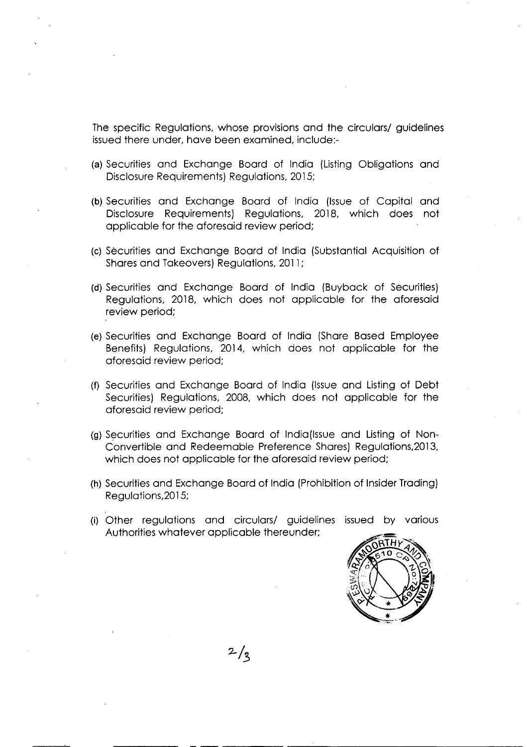The specific Regulations, whose provisions and the circulars/ guidelines issued there under, have been examined, include:-

(a) Securities and Exchange Board of India (Listing Obligations and Disclosure Requirements) Regulations, 2015;

(b) Securities and Exchange Board of India (Issue of Capital and Disclosure Requirements) Regulations, 2018, which does not applicable for the aforesaid review period;

(c) Securities and Exchange Board of India (Substantial Acquisition of Shares and Takeovers) Regulations, 2011;

(d) Securities and Exchange Board of India (Buyback of Securities) Regulations, 2018, which does not applicable for the aforesaid review period;

(e) Securities and Exchange Board of India (Share Based Employee Benefits) Regulations, 2014, which does not applicable for the aforesaid review period;

(f) Securities and Exchange Board of India (Issue and Listing of Debt Securities) Regulations, 2008, which does not applicable for the aforesaid review period;

(g) Securities and Exchange Board of India(Issue and Listing of Non-Convertible and Redeemable Preference Shares) Regulations,2013, which does not applicable for the aforesaid review period;

(h) Securities and Exchange Board of India (Prohibition of Insider Trading) Regulations,2015;

(i) Other regulations and circulars/ guidelines issued by various Authorities whatever applicable thereunder;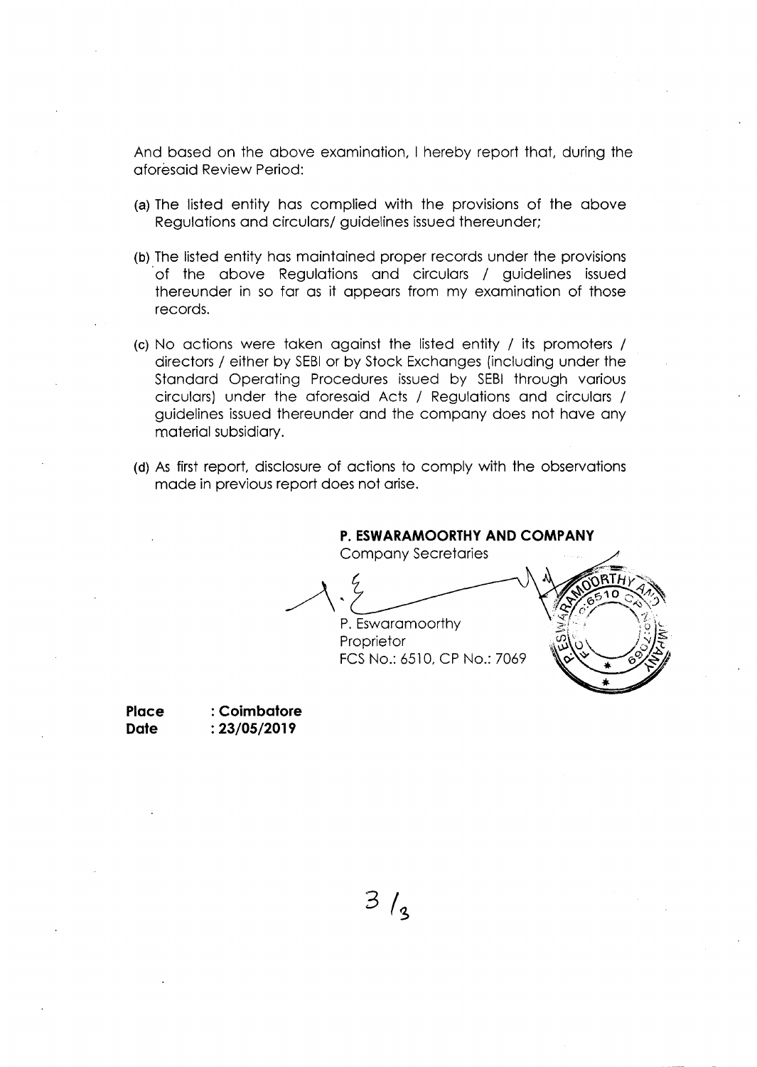And based on the above examination, I hereby report that, during the aforesaid Review Period:

(a) The listed entity has complied with the provisions of the above Regulations and circulars/ guidelines issued thereunder;

(b) The listed entity has maintained proper records under the provisions of the above Regulations and circulars / guidelines issued thereunder in so far as it appears from my examination of those records.

(c) No actions were taken against the listed entity / its promoters / directors / either by SEBI or by Stock Exchanges (including under the Standard Operating Procedures issued by SEBI through various circulars) under the aforesaid Acts / Regulations and circulars / guidelines issued thereunder and the company does not have any material subsidiary.

(d) As first report, disclosure of actions to comply with the observations made in previous report does not arise.

**P. ESWARAMOORTHY AND COMPANY**
Company Secretaries

P. Eswaramoorthy
Proprietor
FCS No.: 6510, CP No.: 7069

**Place** : **Coimbatore**
**Date** : **23/05/2019**